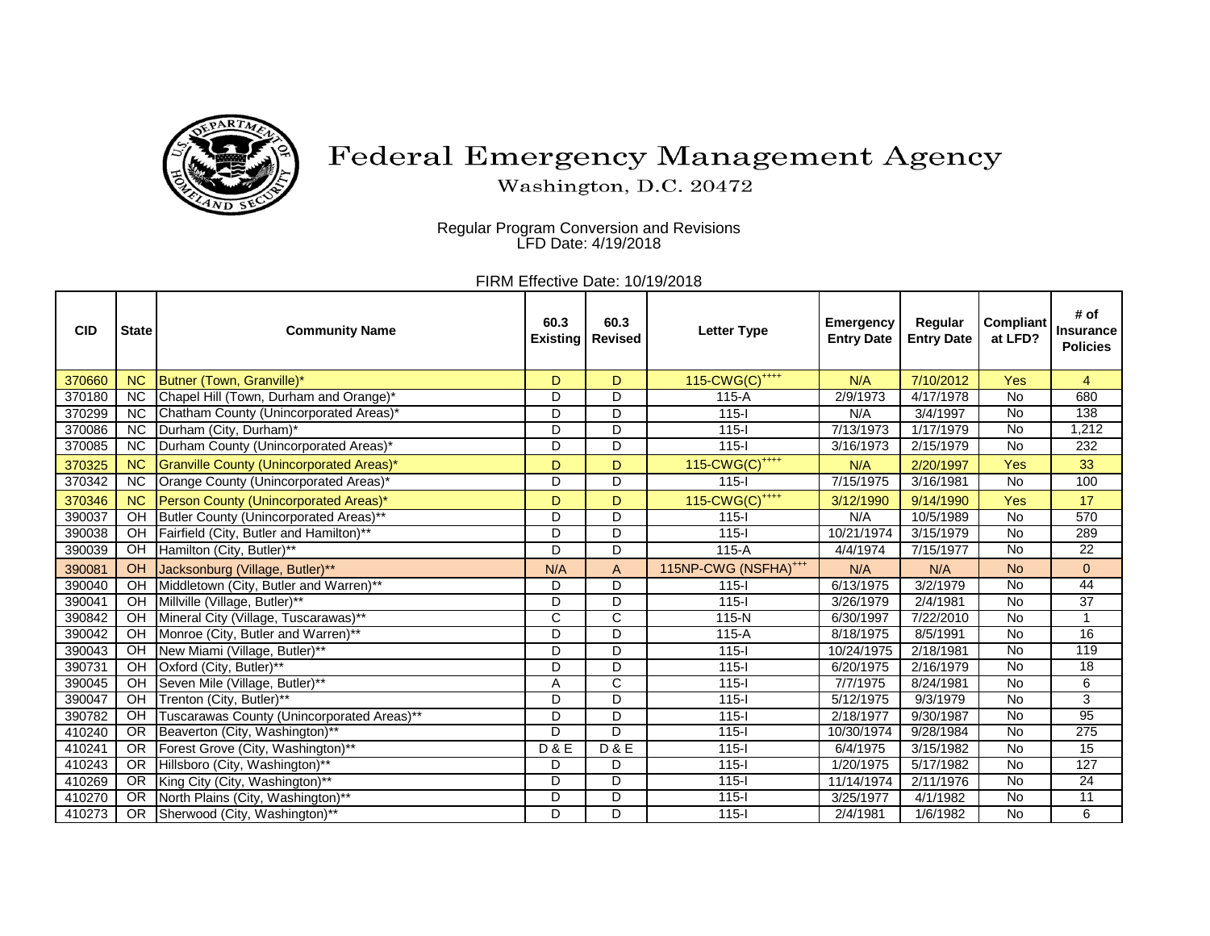# Federal Emergency Management Agency

Washington, D.C. 20472

Regular Program Conversion and Revisions
LFD Date: 4/19/2018

FIRM Effective Date: 10/19/2018

| CID | State | Community Name | 60.3 Existing | 60.3 Revised | Letter Type | Emergency Entry Date | Regular Entry Date | Compliant at LFD? | # of Insurance Policies |
|---|---|---|---|---|---|---|---|---|---|
| 370660 | NC | Butner (Town, Granville)* | D | D | 115-CWG(C)++++ | N/A | 7/10/2012 | Yes | 4 |
| 370180 | NC | Chapel Hill (Town, Durham and Orange)* | D | D | 115-A | 2/9/1973 | 4/17/1978 | No | 680 |
| 370299 | NC | Chatham County (Unincorporated Areas)* | D | D | 115-I | N/A | 3/4/1997 | No | 138 |
| 370086 | NC | Durham (City, Durham)* | D | D | 115-I | 7/13/1973 | 1/17/1979 | No | 1,212 |
| 370085 | NC | Durham County (Unincorporated Areas)* | D | D | 115-I | 3/16/1973 | 2/15/1979 | No | 232 |
| 370325 | NC | Granville County (Unincorporated Areas)* | D | D | 115-CWG(C)++++ | N/A | 2/20/1997 | Yes | 33 |
| 370342 | NC | Orange County (Unincorporated Areas)* | D | D | 115-I | 7/15/1975 | 3/16/1981 | No | 100 |
| 370346 | NC | Person County (Unincorporated Areas)* | D | D | 115-CWG(C)++++ | 3/12/1990 | 9/14/1990 | Yes | 17 |
| 390037 | OH | Butler County (Unincorporated Areas)** | D | D | 115-I | N/A | 10/5/1989 | No | 570 |
| 390038 | OH | Fairfield (City, Butler and Hamilton)** | D | D | 115-I | 10/21/1974 | 3/15/1979 | No | 289 |
| 390039 | OH | Hamilton (City, Butler)** | D | D | 115-A | 4/4/1974 | 7/15/1977 | No | 22 |
| 390081 | OH | Jacksonburg (Village, Butler)** | N/A | A | 115NP-CWG (NSFHA)+++ | N/A | N/A | No | 0 |
| 390040 | OH | Middletown (City, Butler and Warren)** | D | D | 115-I | 6/13/1975 | 3/2/1979 | No | 44 |
| 390041 | OH | Millville (Village, Butler)** | D | D | 115-I | 3/26/1979 | 2/4/1981 | No | 37 |
| 390842 | OH | Mineral City (Village, Tuscarawas)** | C | C | 115-N | 6/30/1997 | 7/22/2010 | No | 1 |
| 390042 | OH | Monroe (City, Butler and Warren)** | D | D | 115-A | 8/18/1975 | 8/5/1991 | No | 16 |
| 390043 | OH | New Miami (Village, Butler)** | D | D | 115-I | 10/24/1975 | 2/18/1981 | No | 119 |
| 390731 | OH | Oxford (City, Butler)** | D | D | 115-I | 6/20/1975 | 2/16/1979 | No | 18 |
| 390045 | OH | Seven Mile (Village, Butler)** | A | C | 115-I | 7/7/1975 | 8/24/1981 | No | 6 |
| 390047 | OH | Trenton (City, Butler)** | D | D | 115-I | 5/12/1975 | 9/3/1979 | No | 3 |
| 390782 | OH | Tuscarawas County (Unincorporated Areas)** | D | D | 115-I | 2/18/1977 | 9/30/1987 | No | 95 |
| 410240 | OR | Beaverton (City, Washington)** | D | D | 115-I | 10/30/1974 | 9/28/1984 | No | 275 |
| 410241 | OR | Forest Grove (City, Washington)** | D & E | D & E | 115-I | 6/4/1975 | 3/15/1982 | No | 15 |
| 410243 | OR | Hillsboro (City, Washington)** | D | D | 115-I | 1/20/1975 | 5/17/1982 | No | 127 |
| 410269 | OR | King City (City, Washington)** | D | D | 115-I | 11/14/1974 | 2/11/1976 | No | 24 |
| 410270 | OR | North Plains (City, Washington)** | D | D | 115-I | 3/25/1977 | 4/1/1982 | No | 11 |
| 410273 | OR | Sherwood (City, Washington)** | D | D | 115-I | 2/4/1981 | 1/6/1982 | No | 6 |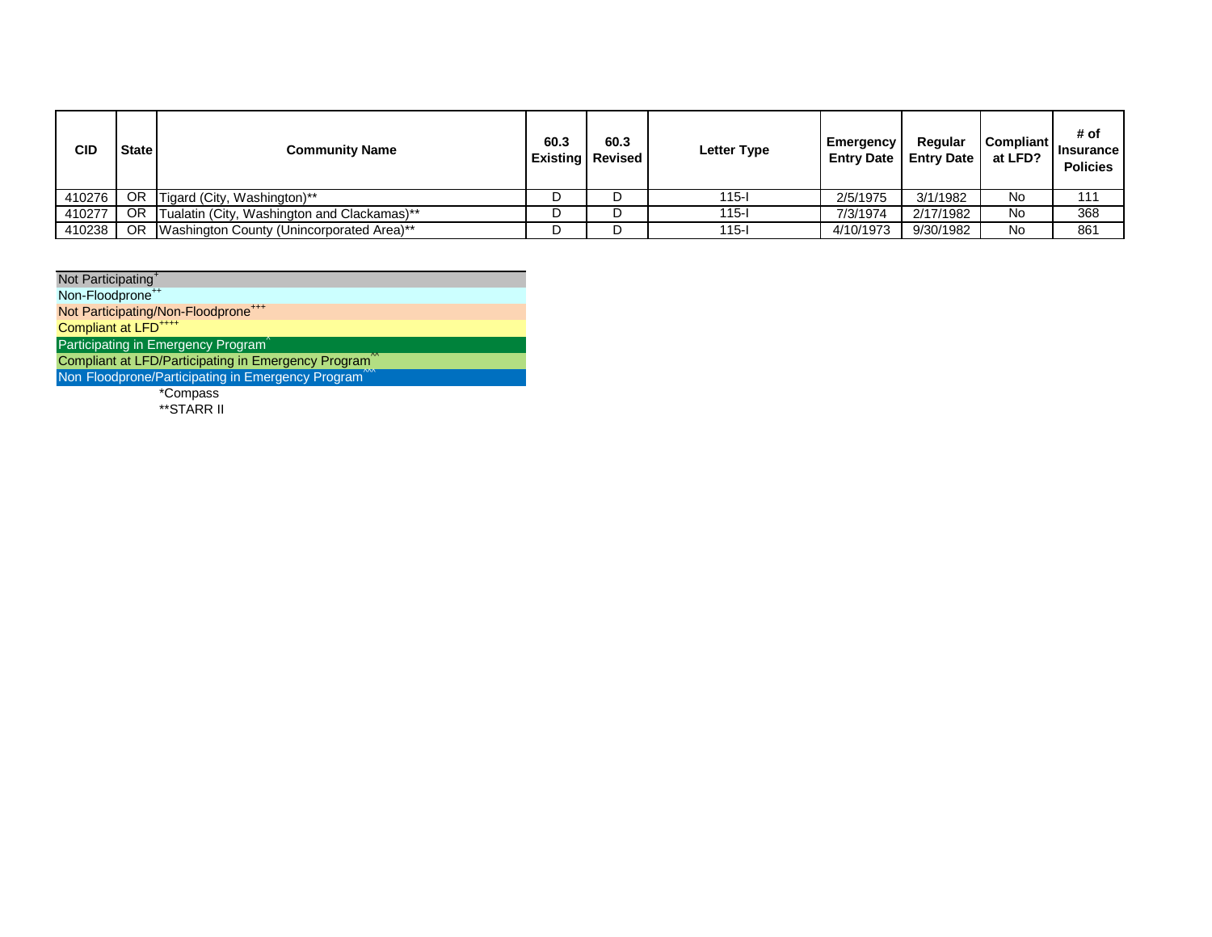| CID | State | Community Name | 60.3 Existing | 60.3 Revised | Letter Type | Emergency Entry Date | Regular Entry Date | Compliant at LFD? | # of Insurance Policies |
|---|---|---|---|---|---|---|---|---|---|
| 410276 | OR | Tigard (City, Washington)** | D | D | 115-I | 2/5/1975 | 3/1/1982 | No | 111 |
| 410277 | OR | Tualatin (City, Washington and Clackamas)** | D | D | 115-I | 7/3/1974 | 2/17/1982 | No | 368 |
| 410238 | OR | Washington County (Unincorporated Area)** | D | D | 115-I | 4/10/1973 | 9/30/1982 | No | 861 |

Not Participating+

Non-Floodprone++

Not Participating/Non-Floodprone+++

Compliant at LFD++++

Participating in Emergency Program^

Compliant at LFD/Participating in Emergency Program^^

Non Floodprone/Participating in Emergency Program^^^

*Compass

**STARR II